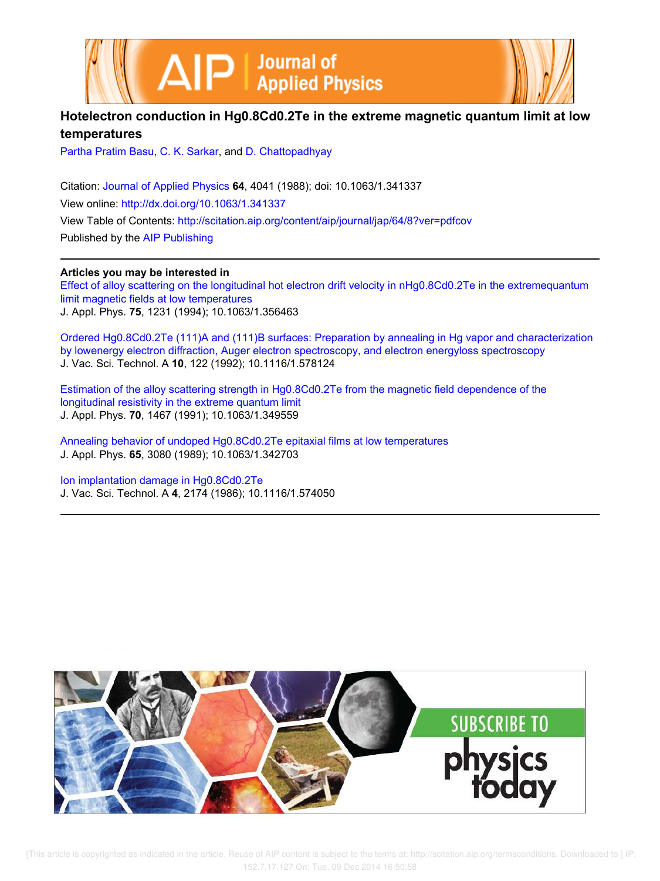# Hotelectron conduction in Hg0.8Cd0.2Te in the extreme magnetic quantum limit at low temperatures

Partha Pratim Basu, C. K. Sarkar, and D. Chattopadhyay

Citation: Journal of Applied Physics **64**, 4041 (1988); doi: 10.1063/1.341337

View online: http://dx.doi.org/10.1063/1.341337

View Table of Contents: http://scitation.aip.org/content/aip/journal/jap/64/8?ver=pdfcov

Published by the AIP Publishing

**Articles you may be interested in**

Effect of alloy scattering on the longitudinal hot electron drift velocity in nHg0.8Cd0.2Te in the extremequantum limit magnetic fields at low temperatures

J. Appl. Phys. **75**, 1231 (1994); 10.1063/1.356463

Ordered Hg0.8Cd0.2Te (111)A and (111)B surfaces: Preparation by annealing in Hg vapor and characterization by lowenergy electron diffraction, Auger electron spectroscopy, and electron energyloss spectroscopy

J. Vac. Sci. Technol. A **10**, 122 (1992); 10.1116/1.578124

Estimation of the alloy scattering strength in Hg0.8Cd0.2Te from the magnetic field dependence of the longitudinal resistivity in the extreme quantum limit

J. Appl. Phys. **70**, 1467 (1991); 10.1063/1.349559

Annealing behavior of undoped Hg0.8Cd0.2Te epitaxial films at low temperatures

J. Appl. Phys. **65**, 3080 (1989); 10.1063/1.342703

Ion implantation damage in Hg0.8Cd0.2Te

J. Vac. Sci. Technol. A **4**, 2174 (1986); 10.1116/1.574050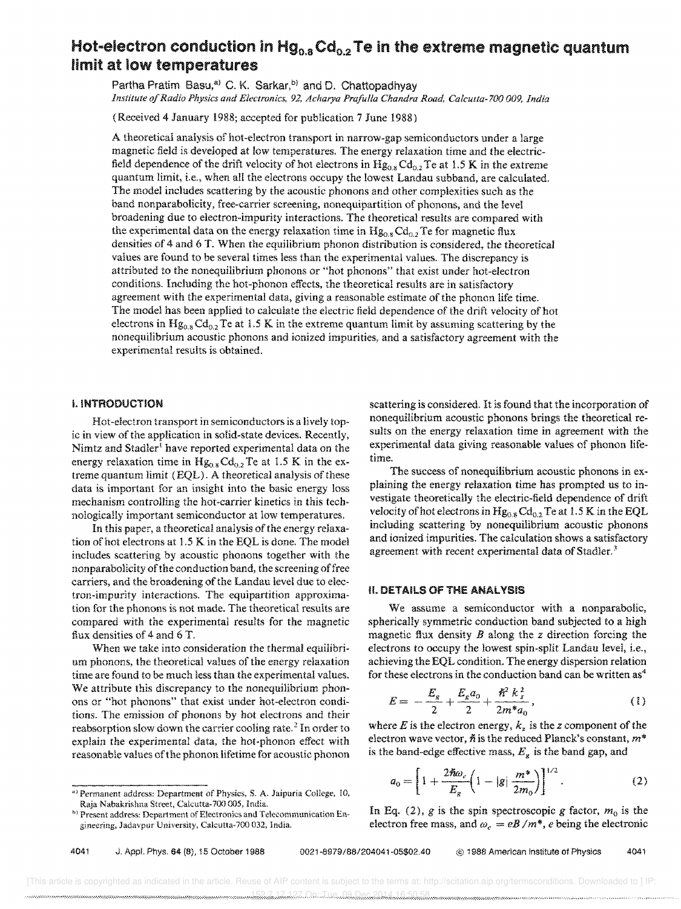# Hot-electron conduction in $Hg_{0.8}Cd_{0.2}Te$ in the extreme magnetic quantum limit at low temperatures

Partha Pratim Basu,[a] C. K. Sarkar,[b] and D. Chattopadhyay

*Institute of Radio Physics and Electronics, 92, Acharya Prafulla Chandra Road, Calcutta-700 009, India*

(Received 4 January 1988; accepted for publication 7 June 1988)

A theoretical analysis of hot-electron transport in narrow-gap semiconductors under a large magnetic field is developed at low temperatures. The energy relaxation time and the electric-field dependence of the drift velocity of hot electrons in $Hg_{0.8}Cd_{0.2}Te$ at 1.5 K in the extreme quantum limit, i.e., when all the electrons occupy the lowest Landau subband, are calculated. The model includes scattering by the acoustic phonons and other complexities such as the band nonparabolicity, free-carrier screening, nonequipartition of phonons, and the level broadening due to electron-impurity interactions. The theoretical results are compared with the experimental data on the energy relaxation time in $Hg_{0.8}Cd_{0.2}Te$ for magnetic flux densities of 4 and 6 T. When the equilibrium phonon distribution is considered, the theoretical values are found to be several times less than the experimental values. The discrepancy is attributed to the nonequilibrium phonons or "hot phonons" that exist under hot-electron conditions. Including the hot-phonon effects, the theoretical results are in satisfactory agreement with the experimental data, giving a reasonable estimate of the phonon life time. The model has been applied to calculate the electric field dependence of the drift velocity of hot electrons in $Hg_{0.8}Cd_{0.2}Te$ at 1.5 K in the extreme quantum limit by assuming scattering by the nonequilibrium acoustic phonons and ionized impurities, and a satisfactory agreement with the experimental results is obtained.

## I. INTRODUCTION

Hot-electron transport in semiconductors is a lively topic in view of the application in solid-state devices. Recently, Nimtz and Stadler[1] have reported experimental data on the energy relaxation time in $Hg_{0.8}Cd_{0.2}Te$ at 1.5 K in the extreme quantum limit (EQL). A theoretical analysis of these data is important for an insight into the basic energy loss mechanism controlling the hot-carrier kinetics in this technologically important semiconductor at low temperatures.

In this paper, a theoretical analysis of the energy relaxation of hot electrons at 1.5 K in the EQL is done. The model includes scattering by acoustic phonons together with the nonparabolicity of the conduction band, the screening of free carriers, and the broadening of the Landau level due to electron-impurity interactions. The equipartition approximation for the phonons is not made. The theoretical results are compared with the experimental results for the magnetic flux densities of 4 and 6 T.

When we take into consideration the thermal equilibrium phonons, the theoretical values of the energy relaxation time are found to be much less than the experimental values. We attribute this discrepancy to the nonequilibrium phonons or "hot phonons" that exist under hot-electron conditions. The emission of phonons by hot electrons and their reabsorption slow down the carrier cooling rate.[2] In order to explain the experimental data, the hot-phonon effect with reasonable values of the phonon lifetime for acoustic phonon scattering is considered. It is found that the incorporation of nonequilibrium acoustic phonons brings the theoretical results on the energy relaxation time in agreement with the experimental data giving reasonable values of phonon lifetime.

The success of nonequilibrium acoustic phonons in explaining the energy relaxation time has prompted us to investigate theoretically the electric-field dependence of drift velocity of hot electrons in $Hg_{0.8}Cd_{0.2}Te$ at 1.5 K in the EQL including scattering by nonequilibrium acoustic phonons and ionized impurities. The calculation shows a satisfactory agreement with recent experimental data of Stadler.[3]

## II. DETAILS OF THE ANALYSIS

We assume a semiconductor with a nonparabolic, spherically symmetric conduction band subjected to a high magnetic flux density $B$ along the $z$ direction forcing the electrons to occupy the lowest spin-split Landau level, i.e., achieving the EQL condition. The energy dispersion relation for these electrons in the conduction band can be written as[4]

$$E = -\frac{E_g}{2} + \frac{E_g a_0}{2} + \frac{\hbar^2 k_z^2}{2m^* a_0}, \tag{1}$$

where $E$ is the electron energy, $k_z$ is the $z$ component of the electron wave vector, $\hbar$ is the reduced Planck's constant, $m^*$ is the band-edge effective mass, $E_g$ is the band gap, and

$$a_0 = \left[1 + \frac{2\hbar\omega_c}{E_g}\left(1 - |g|\frac{m^*}{2m_0}\right)\right]^{1/2}. \tag{2}$$

In Eq. (2), $g$ is the spin spectroscopic $g$ factor, $m_0$ is the electron free mass, and $\omega_c = eB/m^*$, $e$ being the electronic

---

[a] Permanent address: Department of Physics, S. A. Jaipuria College, 10, Raja Nabakrishna Street, Calcutta-700 005, India.

[b] Present address: Department of Electronics and Telecommunication Engineering, Jadavpur University, Calcutta-700 032, India.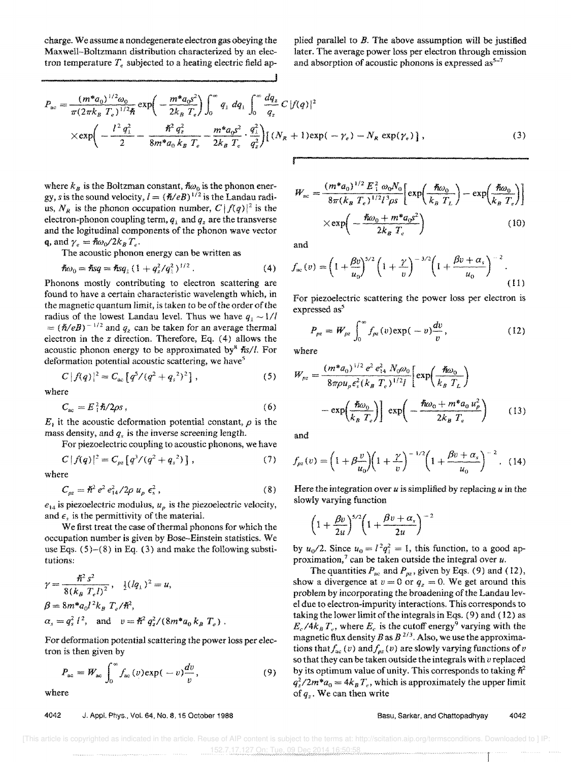charge. We assume a nondegenerate electron gas obeying the Maxwell–Boltzmann distribution characterized by an electron temperature $T_e$ subjected to a heating electric field applied parallel to $B$. The above assumption will be justified later. The average power loss per electron through emission and absorption of acoustic phonons is expressed as[5-7]

$$P_{\rm ac} = \frac{(m^* a_0)^{1/2}\omega_0}{\pi(2\pi k_B T_e)^{1/2}\hbar}\exp\left(-\frac{m^* a_0 s^2}{2k_B T_e}\right)\int_0^\infty q_\perp\, dq_\perp \int_0^\infty \frac{dq_z}{q_z}\, C\,|f(q)|^2$$
$$\times \exp\left(-\frac{l^2 q_\perp^2}{2} - \frac{\hbar^2 q_z^2}{8m^* a_0 k_B T_e} - \frac{m^* a_0 s^2}{2k_B T_e}\cdot\frac{q_\perp^2}{q_z^2}\right)\left[(N_R+1)\exp(-\gamma_e) - N_R\exp(\gamma_e)\right], \tag{3}$$

where $k_B$ is the Boltzman constant, $\hbar\omega_0$ is the phonon energy, $s$ is the sound velocity, $l = (\hbar/eB)^{1/2}$ is the Landau radius, $N_R$ is the phonon occupation number, $C|f(q)|^2$ is the electron-phonon coupling term, $q_\perp$ and $q_z$ are the transverse and the logitudinal components of the phonon wave vector $\mathbf{q}$, and $\gamma_e = \hbar\omega_0/2k_B T_e$.

The acoustic phonon energy can be written as

$$\hbar\omega_0 = \hbar s q = \hbar s q_\perp (1 + q_z^2/q_\perp^2)^{1/2}. \tag{4}$$

Phonons mostly contributing to electron scattering are found to have a certain characteristic wavelength which, in the magnetic quantum limit, is taken to be of the order of the radius of the lowest Landau level. Thus we have $q_\perp \sim 1/l = (\hbar/eB)^{-1/2}$ and $q_z$ can be taken for an average thermal electron in the $z$ direction. Therefore, Eq. (4) allows the acoustic phonon energy to be approximated by[8] $\hbar s/l$. For deformation potential acoustic scattering, we have[5]

$$C|f(q)|^2 = C_{\rm ac}\left[q^5/(q^2 + q_s^2)^2\right], \tag{5}$$

where

$$C_{\rm ac} = E_1^2\hbar/2\rho s, \tag{6}$$

$E_1$ it the acoustic deformation potential constant, $\rho$ is the mass density, and $q_s$ is the inverse screening length.

For piezoelectric coupling to acoustic phonons, we have

$$C|f(q)|^2 = C_{pz}\left[q^3/(q^2 + q_s^2)\right], \tag{7}$$

where

$$C_{pz} = \hbar^2 e^2 e_{14}^2/2\rho\, u_p\, \epsilon_s^2, \tag{8}$$

$e_{14}$ is piezoelectric modulus, $u_p$ is the piezoelectric velocity, and $\epsilon_s$ is the permittivity of the material.

We first treat the case of thermal phonons for which the occupation number is given by Bose–Einstein statistics. We use Eqs. (5)–(8) in Eq. (3) and make the following substitutions:

$$\gamma = \frac{\hbar^2 s^2}{8(k_B T_e l)^2}, \quad \tfrac{1}{2}(l q_\perp)^2 = u,$$
$$\beta = 8m^* a_0 l^2 k_B T_e/\hbar^2,$$
$$\alpha_s = q_s^2 l^2, \quad \text{and} \quad v = \hbar^2 q_z^2/(8m^* a_0 k_B T_e).$$

For deformation potential scattering the power loss per electron is then given by

$$P_{\rm ac} = W_{\rm ac}\int_0^\infty f_{\rm ac}(v)\exp(-v)\frac{dv}{v}, \tag{9}$$

where

$$W_{\rm ac} = \frac{(m^* a_0)^{1/2} E_1^2\,\omega_0 N_0}{8\pi(k_B T_e)^{1/2} l^3 \rho s}\left[\exp\left(\frac{\hbar\omega_0}{k_B T_L}\right) - \exp\left(\frac{\hbar\omega_0}{k_B T_e}\right)\right]$$
$$\times \exp\left(-\frac{\hbar\omega_0 + m^* a_0 s^2}{2k_B T_e}\right) \tag{10}$$

and

$$f_{\rm ac}(v) = \left(1 + \frac{\beta v}{u_0}\right)^{5/2}\left(1 + \frac{\gamma}{v}\right)^{-3/2}\left(1 + \frac{\beta v + \alpha_s}{u_0}\right)^{-2}. \tag{11}$$

For piezoelectric scattering the power loss per electron is expressed as[5]

$$P_{pz} = W_{pz}\int_0^\infty f_{pz}(v)\exp(-v)\frac{dv}{v}, \tag{12}$$

where

$$W_{pz} = \frac{(m^* a_0)^{1/2} e^2 e_{14}^2\, N_0\omega_0}{8\pi\rho u_p \epsilon_s^2 (k_B T_e)^{1/2} l}\left[\exp\left(\frac{\hbar\omega_0}{k_B T_L}\right) - \exp\left(\frac{\hbar\omega_0}{k_B T_e}\right)\right]\exp\left(-\frac{\hbar\omega_0 + m^* a_0 u_p^2}{2k_B T_e}\right) \tag{13}$$

and

$$f_{pz}(v) = \left(1 + \beta\frac{v}{u_0}\right)\left(1 + \frac{\gamma}{v}\right)^{-1/2}\left(1 + \frac{\beta v + \alpha_s}{u_0}\right)^{-2}. \tag{14}$$

Here the integration over $u$ is simplified by replacing $u$ in the slowly varying function

$$\left(1 + \frac{\beta v}{2u}\right)^{5/2}\left(1 + \frac{\beta v + \alpha_s}{2u}\right)^{-2}$$

by $u_0/2$. Since $u_0 = l^2 q_\perp^2 = 1$, this function, to a good approximation,[7] can be taken outside the integral over $u$.

The quantities $P_{\rm ac}$ and $P_{pz}$, given by Eqs. (9) and (12), show a divergence at $v = 0$ or $q_z = 0$. We get around this problem by incorporating the broadening of the Landau level due to electron-impurity interactions. This corresponds to taking the lower limit of the integrals in Eqs. (9) and (12) as $E_c/4k_B T_e$, where $E_c$ is the cutoff energy[9] varying with the magnetic flux density $B$ as $B^{2/3}$. Also, we use the approximations that $f_{\rm ac}(v)$ and $f_{pz}(v)$ are slowly varying functions of $v$ so that they can be taken outside the integrals with $v$ replaced by its optimum value of unity. This corresponds to taking $\hbar^2 q_z^2/2m^* a_0 = 4k_B T_e$, which is approximately the upper limit of $q_z$. We can then write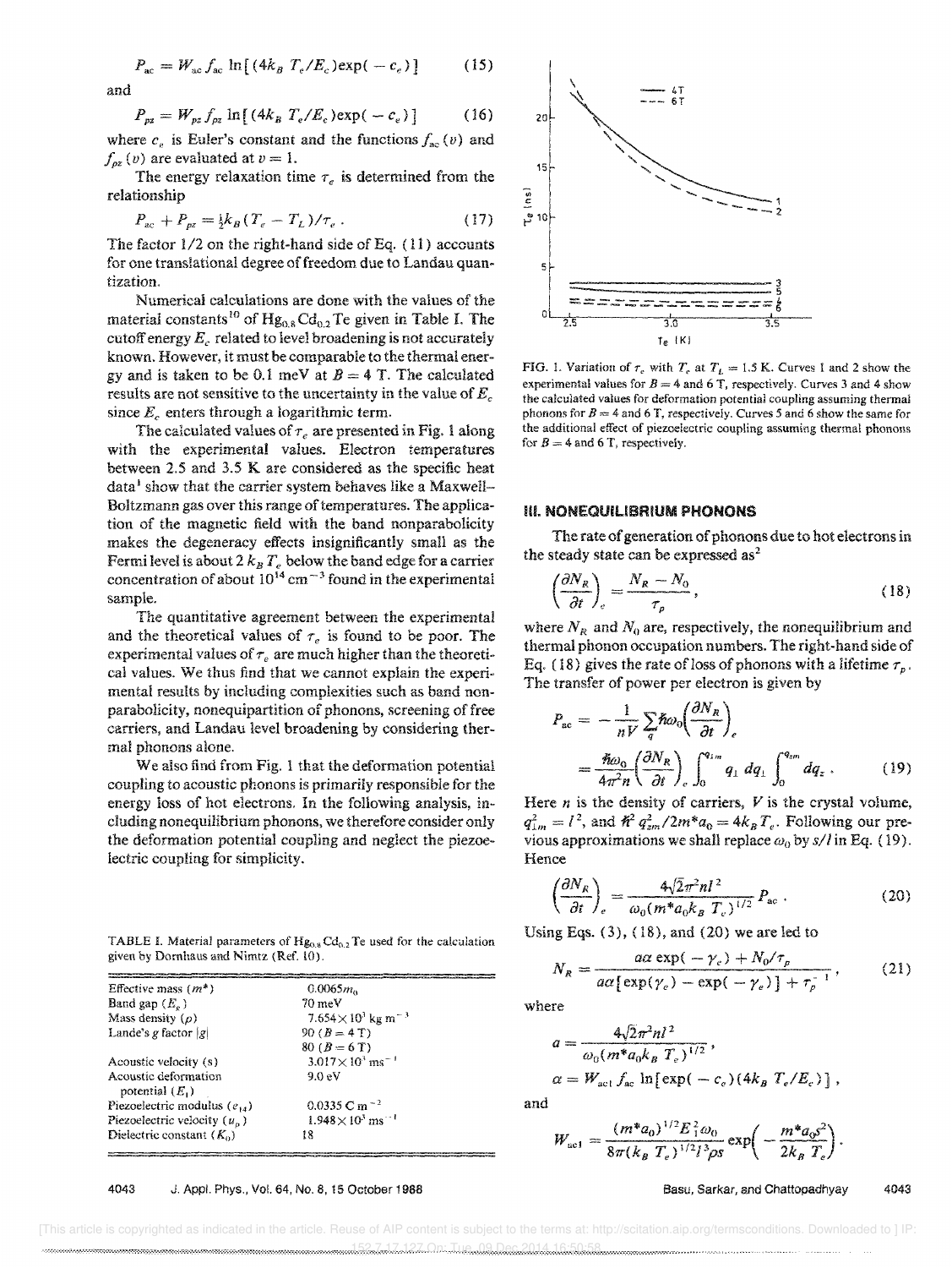$$P_{ac} = W_{ac} f_{ac} \ln[(4k_B T_e/E_c)\exp(-c_e)] \tag{15}$$

and

$$P_{pz} = W_{pz} f_{pz} \ln[(4k_B T_e/E_c)\exp(-c_e)] \tag{16}$$

where $c_e$ is Euler's constant and the functions $f_{ac}(v)$ and $f_{pz}(v)$ are evaluated at $v = 1$.

The energy relaxation time $\tau_e$ is determined from the relationship

$$P_{ac} + P_{pz} = \tfrac{1}{2}k_B(T_e - T_L)/\tau_e . \tag{17}$$

The factor 1/2 on the right-hand side of Eq. (11) accounts for one translational degree of freedom due to Landau quantization.

Numerical calculations are done with the values of the material constants[10] of $Hg_{0.8}Cd_{0.2}Te$ given in Table I. The cutoff energy $E_c$ related to level broadening is not accurately known. However, it must be comparable to the thermal energy and is taken to be 0.1 meV at $B = 4$ T. The calculated results are not sensitive to the uncertainty in the value of $E_c$ since $E_c$ enters through a logarithmic term.

The calculated values of $\tau_e$ are presented in Fig. 1 along with the experimental values. Electron temperatures between 2.5 and 3.5 K are considered as the specific heat data[1] show that the carrier system behaves like a Maxwell–Boltzmann gas over this range of temperatures. The application of the magnetic field with the band nonparabolicity makes the degeneracy effects insignificantly small as the Fermi level is about $2\,k_B T_e$ below the band edge for a carrier concentration of about $10^{14}$ cm$^{-3}$ found in the experimental sample.

The quantitative agreement between the experimental and the theoretical values of $\tau_e$ is found to be poor. The experimental values of $\tau_e$ are much higher than the theoretical values. We thus find that we cannot explain the experimental results by including complexities such as band nonparabolicity, nonequipartition of phonons, screening of free carriers, and Landau level broadening by considering thermal phonons alone.

We also find from Fig. 1 that the deformation potential coupling to acoustic phonons is primarily responsible for the energy loss of hot electrons. In the following analysis, including nonequilibrium phonons, we therefore consider only the deformation potential coupling and neglect the piezoelectric coupling for simplicity.

TABLE I. Material parameters of $Hg_{0.8}Cd_{0.2}Te$ used for the calculation given by Dornhaus and Nimtz (Ref. 10).

| Parameter | Value |
|---|---|
| Effective mass ($m^*$) | $0.0065m_0$ |
| Band gap ($E_g$) | 70 meV |
| Mass density ($\rho$) | $7.654\times10^3$ kg m$^{-3}$ |
| Lande's $g$ factor $\lvert g\rvert$ | 90 ($B = 4$ T) |
| | 80 ($B = 6$ T) |
| Acoustic velocity ($s$) | $3.017\times10^3$ ms$^{-1}$ |
| Acoustic deformation potential ($E_1$) | 9.0 eV |
| Piezoelectric modulus ($e_{14}$) | 0.0335 C m$^{-2}$ |
| Piezoelectric velocity ($u_p$) | $1.948\times10^3$ ms$^{-1}$ |
| Dielectric constant ($K_0$) | 18 |

FIG. 1. Variation of $\tau_e$ with $T_e$ at $T_L = 1.5$ K. Curves 1 and 2 show the experimental values for $B = 4$ and 6 T, respectively. Curves 3 and 4 show the calculated values for deformation potential coupling assuming thermal phonons for $B = 4$ and 6 T, respectively. Curves 5 and 6 show the same for the additional effect of piezoelectric coupling assuming thermal phonons for $B = 4$ and 6 T, respectively.

## III. NONEQUILIBRIUM PHONONS

The rate of generation of phonons due to hot electrons in the steady state can be expressed as[2]

$$\left(\frac{\partial N_R}{\partial t}\right)_e = \frac{N_R - N_0}{\tau_p}, \tag{18}$$

where $N_R$ and $N_0$ are, respectively, the nonequilibrium and thermal phonon occupation numbers. The right-hand side of Eq. (18) gives the rate of loss of phonons with a lifetime $\tau_p$. The transfer of power per electron is given by

$$P_{ac} = -\frac{1}{nV}\sum_q \hbar\omega_0\left(\frac{\partial N_R}{\partial t}\right)_e = \frac{\hbar\omega_0}{4\pi^2 n}\left(\frac{\partial N_R}{\partial t}\right)_e \int_0^{q_{\perp m}} q_\perp\, dq_\perp \int_0^{q_{zm}} dq_z . \tag{19}$$

Here $n$ is the density of carriers, $V$ is the crystal volume, $q_{\perp m}^2 = l^2$, and $\hbar^2 q_{zm}^2/2m^*a_0 = 4k_B T_e$. Following our previous approximations we shall replace $\omega_0$ by $s/l$ in Eq. (19). Hence

$$\left(\frac{\partial N_R}{\partial t}\right)_e = \frac{4\sqrt{2}\pi^2 n l^2}{\omega_0(m^*a_0 k_B T_e)^{1/2}} P_{ac} . \tag{20}$$

Using Eqs. (3), (18), and (20) we are led to

$$N_R = \frac{a\alpha\exp(-\gamma_e) + N_0/\tau_p}{a\alpha[\exp(\gamma_e) - \exp(-\gamma_e)] + \tau_p^{-1}}, \tag{21}$$

where

$$a = \frac{4\sqrt{2}\pi^2 n l^2}{\omega_0(m^*a_0 k_B T_e)^{1/2}},$$

$$\alpha = W_{ac1} f_{ac} \ln[\exp(-c_e)(4k_B T_e/E_c)] ,$$

and

$$W_{ac1} = \frac{(m^*a_0)^{1/2}E_1^2\omega_0}{8\pi(k_B T_e)^{1/2}l^3\rho s}\exp\left(-\frac{m^*a_0 s^2}{2k_B T_e}\right).$$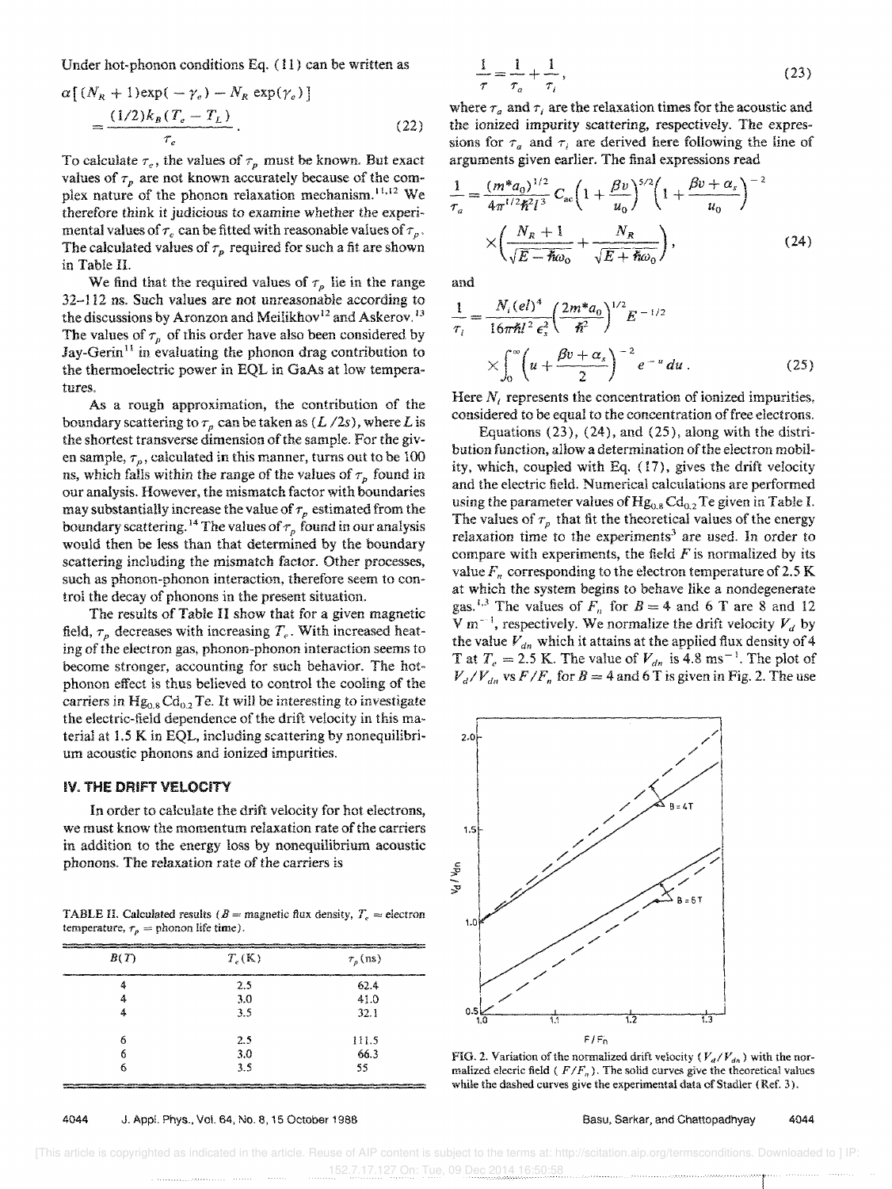Under hot-phonon conditions Eq. (11) can be written as

$$\alpha[(N_R+1)\exp(-\gamma_e) - N_R\exp(\gamma_e)] = \frac{(1/2)k_B(T_e - T_L)}{\tau_e}. \qquad (22)$$

To calculate $\tau_e$, the values of $\tau_p$ must be known. But exact values of $\tau_p$ are not known accurately because of the complex nature of the phonon relaxation mechanism.[11,12] We therefore think it judicious to examine whether the experimental values of $\tau_e$ can be fitted with reasonable values of $\tau_p$. The calculated values of $\tau_p$ required for such a fit are shown in Table II.

We find that the required values of $\tau_p$ lie in the range 32–112 ns. Such values are not unreasonable according to the discussions by Aronzon and Meilikhov[12] and Askerov.[13] The values of $\tau_p$ of this order have also been considered by Jay-Gerin[11] in evaluating the phonon drag contribution to the thermoelectric power in EQL in GaAs at low temperatures.

As a rough approximation, the contribution of the boundary scattering to $\tau_p$ can be taken as $(L/2s)$, where $L$ is the shortest transverse dimension of the sample. For the given sample, $\tau_p$, calculated in this manner, turns out to be 100 ns, which falls within the range of the values of $\tau_p$ found in our analysis. However, the mismatch factor with boundaries may substantially increase the value of $\tau_p$ estimated from the boundary scattering.[14] The values of $\tau_p$ found in our analysis would then be less than that determined by the boundary scattering including the mismatch factor. Other processes, such as phonon-phonon interaction, therefore seem to control the decay of phonons in the present situation.

The results of Table II show that for a given magnetic field, $\tau_p$ decreases with increasing $T_e$. With increased heating of the electron gas, phonon-phonon interaction seems to become stronger, accounting for such behavior. The hot-phonon effect is thus believed to control the cooling of the carriers in $Hg_{0.8}Cd_{0.2}Te$. It will be interesting to investigate the electric-field dependence of the drift velocity in this material at 1.5 K in EQL, including scattering by nonequilibrium acoustic phonons and ionized impurities.

## IV. THE DRIFT VELOCITY

In order to calculate the drift velocity for hot electrons, we must know the momentum relaxation rate of the carriers in addition to the energy loss by nonequilibrium acoustic phonons. The relaxation rate of the carriers is

TABLE II. Calculated results ($B$ = magnetic flux density, $T_e$ = electron temperature, $\tau_p$ = phonon life time).

| $B$(T) | $T_e$(K) | $\tau_p$(ns) |
|---|---|---|
| 4 | 2.5 | 62.4 |
| 4 | 3.0 | 41.0 |
| 4 | 3.5 | 32.1 |
| 6 | 2.5 | 111.5 |
| 6 | 3.0 | 66.3 |
| 6 | 3.5 | 55 |

$$\frac{1}{\tau} = \frac{1}{\tau_a} + \frac{1}{\tau_i}, \qquad (23)$$

where $\tau_a$ and $\tau_i$ are the relaxation times for the acoustic and the ionized impurity scattering, respectively. The expressions for $\tau_a$ and $\tau_i$ are derived here following the line of arguments given earlier. The final expressions read

$$\frac{1}{\tau_a} = \frac{(m^*a_0)^{1/2}}{4\pi^{1/2}\hbar^2 l^3} C_{ac}\left(1+\frac{\beta v}{u_0}\right)^{5/2}\left(1+\frac{\beta v+\alpha_s}{u_0}\right)^{-2} \times\left(\frac{N_R+1}{\sqrt{E-\hbar\omega_0}}+\frac{N_R}{\sqrt{E+\hbar\omega_0}}\right), \qquad (24)$$

and

$$\frac{1}{\tau_i} = \frac{N_i(el)^4}{16\pi\hbar l^2\epsilon_s^2}\left(\frac{2m^*a_0}{\hbar^2}\right)^{1/2} E^{-1/2} \times\int_0^\infty\left(u+\frac{\beta v+\alpha_s}{2}\right)^{-2} e^{-u}\,du. \qquad (25)$$

Here $N_i$ represents the concentration of ionized impurities, considered to be equal to the concentration of free electrons.

Equations (23), (24), and (25), along with the distribution function, allow a determination of the electron mobility, which, coupled with Eq. (17), gives the drift velocity and the electric field. Numerical calculations are performed using the parameter values of $Hg_{0.8}Cd_{0.2}Te$ given in Table I. The values of $\tau_p$ that fit the theoretical values of the energy relaxation time to the experiments[3] are used. In order to compare with experiments, the field $F$ is normalized by its value $F_n$ corresponding to the electron temperature of 2.5 K at which the system begins to behave like a nondegenerate gas.[1,3] The values of $F_n$ for $B$ = 4 and 6 T are 8 and 12 V m$^{-1}$, respectively. We normalize the drift velocity $V_d$ by the value $V_{dn}$ which it attains at the applied flux density of 4 T at $T_e$ = 2.5 K. The value of $V_{dn}$ is 4.8 ms$^{-1}$. The plot of $V_d/V_{dn}$ vs $F/F_n$ for $B$ = 4 and 6 T is given in Fig. 2. The use

FIG. 2. Variation of the normalized drift velocity ($V_d/V_{dn}$) with the normalized elecric field ($F/F_n$). The solid curves give the theoretical values while the dashed curves give the experimental data of Stadler (Ref. 3).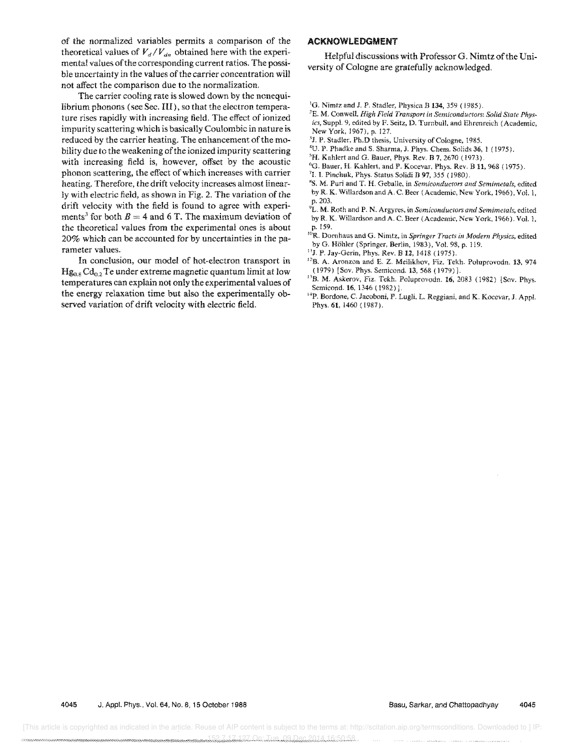of the normalized variables permits a comparison of the theoretical values of $V_d/V_{dn}$ obtained here with the experimental values of the corresponding current ratios. The possible uncertainty in the values of the carrier concentration will not affect the comparison due to the normalization.

The carrier cooling rate is slowed down by the nonequilibrium phonons (see Sec. III), so that the electron temperature rises rapidly with increasing field. The effect of ionized impurity scattering which is basically Coulombic in nature is reduced by the carrier heating. The enhancement of the mobility due to the weakening of the ionized impurity scattering with increasing field is, however, offset by the acoustic phonon scattering, the effect of which increases with carrier heating. Therefore, the drift velocity increases almost linearly with electric field, as shown in Fig. 2. The variation of the drift velocity with the field is found to agree with experiments[3] for both $B = 4$ and 6 T. The maximum deviation of the theoretical values from the experimental ones is about 20% which can be accounted for by uncertainties in the parameter values.

In conclusion, our model of hot-electron transport in $Hg_{0.8}Cd_{0.2}Te$ under extreme magnetic quantum limit at low temperatures can explain not only the experimental values of the energy relaxation time but also the experimentally observed variation of drift velocity with electric field.

## ACKNOWLEDGMENT

Helpful discussions with Professor G. Nimtz of the University of Cologne are gratefully acknowledged.

[1] G. Nimtz and J. P. Stadler, Physica B **134**, 359 (1985).
[2] E. M. Conwell, *High Field Transport in Semiconductors: Solid State Physics*, Suppl. 9, edited by F. Seitz, D. Turnbull, and Ehrenreich (Academic, New York, 1967), p. 127.
[3] J. P. Stadler, Ph.D thesis, University of Cologne, 1985.
[4] U. P. Phadke and S. Sharma, J. Phys. Chem. Solids **36**, 1 (1975).
[5] H. Kahlert and G. Bauer, Phys. Rev. B **7**, 2670 (1973).
[6] G. Bauer, H. Kahlert, and P. Kocevar, Phys. Rev. B **11**, 968 (1975).
[7] I. I. Pinchuk, Phys. Status Solidi B **97**, 355 (1980).
[8] S. M. Puri and T. H. Geballe, in *Semiconductors and Semimetals*, edited by R. K. Willardson and A. C. Beer (Academic, New York, 1966), Vol. 1, p. 203.
[9] L. M. Roth and P. N. Argyres, in *Semiconductors and Semimetals*, edited by R. K. Willardson and A. C. Beer (Academic, New York, 1966). Vol. 1, p. 159.
[10] R. Dornhaus and G. Nimtz, in *Springer Tracts in Modern Physics*, edited by G. Höhler (Springer, Berlin, 1983), Vol. 98, p. 119.
[11] J. P. Jay-Gerin, Phys. Rev. B **12**, 1418 (1975).
[12] B. A. Aronzon and E. Z. Meilikhov, Fiz. Tekh. Poluprovodn. **13**, 974 (1979) [Sov. Phys. Semicond. **13**, 568 (1979)].
[13] B. M. Askerov, Fiz. Tekh. Poluprovodn. **16**, 2083 (1982) [Sov. Phys. Semicond. **16**, 1346 (1982)].
[14] P. Bordone, C. Jacoboni, P. Lugli, L. Reggiani, and K. Kocevar, J. Appl. Phys. **61**, 1460 (1987).